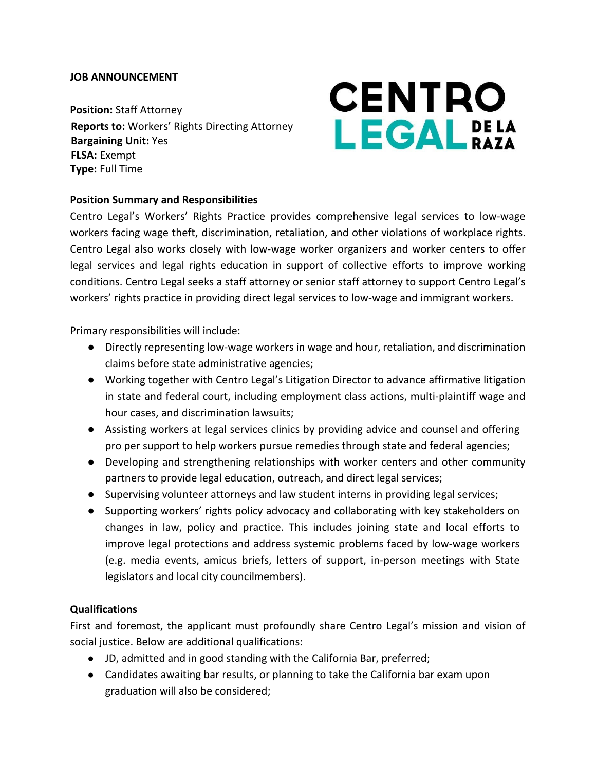**JOB ANNOUNCEMENT**

CENTRO LEGAL DE LA RAZA

**Position:** Staff Attorney
**Reports to:** Workers' Rights Directing Attorney
**Bargaining Unit:** Yes
**FLSA:** Exempt
**Type:** Full Time

**Position Summary and Responsibilities**

Centro Legal's Workers' Rights Practice provides comprehensive legal services to low-wage workers facing wage theft, discrimination, retaliation, and other violations of workplace rights. Centro Legal also works closely with low-wage worker organizers and worker centers to offer legal services and legal rights education in support of collective efforts to improve working conditions. Centro Legal seeks a staff attorney or senior staff attorney to support Centro Legal's workers' rights practice in providing direct legal services to low-wage and immigrant workers.

Primary responsibilities will include:

- Directly representing low-wage workers in wage and hour, retaliation, and discrimination claims before state administrative agencies;
- Working together with Centro Legal's Litigation Director to advance affirmative litigation in state and federal court, including employment class actions, multi-plaintiff wage and hour cases, and discrimination lawsuits;
- Assisting workers at legal services clinics by providing advice and counsel and offering pro per support to help workers pursue remedies through state and federal agencies;
- Developing and strengthening relationships with worker centers and other community partners to provide legal education, outreach, and direct legal services;
- Supervising volunteer attorneys and law student interns in providing legal services;
- Supporting workers' rights policy advocacy and collaborating with key stakeholders on changes in law, policy and practice. This includes joining state and local efforts to improve legal protections and address systemic problems faced by low-wage workers (e.g. media events, amicus briefs, letters of support, in-person meetings with State legislators and local city councilmembers).

**Qualifications**

First and foremost, the applicant must profoundly share Centro Legal's mission and vision of social justice. Below are additional qualifications:

- JD, admitted and in good standing with the California Bar, preferred;
- Candidates awaiting bar results, or planning to take the California bar exam upon graduation will also be considered;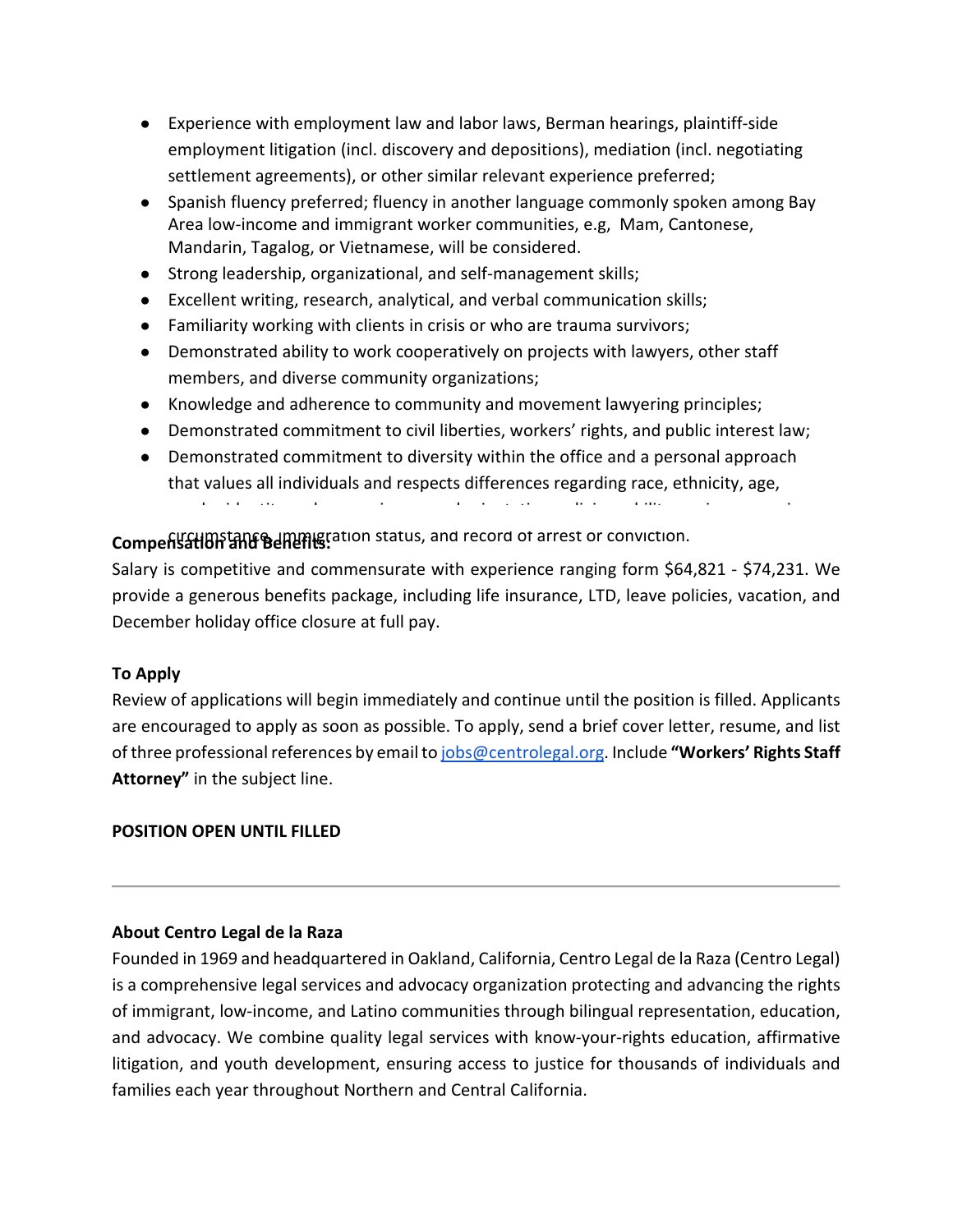- Experience with employment law and labor laws, Berman hearings, plaintiff-side employment litigation (incl. discovery and depositions), mediation (incl. negotiating settlement agreements), or other similar relevant experience preferred;
- Spanish fluency preferred; fluency in another language commonly spoken among Bay Area low-income and immigrant worker communities, e.g, Mam, Cantonese, Mandarin, Tagalog, or Vietnamese, will be considered.
- Strong leadership, organizational, and self-management skills;
- Excellent writing, research, analytical, and verbal communication skills;
- Familiarity working with clients in crisis or who are trauma survivors;
- Demonstrated ability to work cooperatively on projects with lawyers, other staff members, and diverse community organizations;
- Knowledge and adherence to community and movement lawyering principles;
- Demonstrated commitment to civil liberties, workers' rights, and public interest law;
- Demonstrated commitment to diversity within the office and a personal approach that values all individuals and respects differences regarding race, ethnicity, age, circumstance, immigration status, and record of arrest or conviction.

**Compensation and Benefits:**

Salary is competitive and commensurate with experience ranging form $64,821 - $74,231. We provide a generous benefits package, including life insurance, LTD, leave policies, vacation, and December holiday office closure at full pay.

**To Apply**

Review of applications will begin immediately and continue until the position is filled. Applicants are encouraged to apply as soon as possible. To apply, send a brief cover letter, resume, and list of three professional references by email to jobs@centrolegal.org. Include **"Workers' Rights Staff Attorney"** in the subject line.

**POSITION OPEN UNTIL FILLED**

---

**About Centro Legal de la Raza**

Founded in 1969 and headquartered in Oakland, California, Centro Legal de la Raza (Centro Legal) is a comprehensive legal services and advocacy organization protecting and advancing the rights of immigrant, low-income, and Latino communities through bilingual representation, education, and advocacy. We combine quality legal services with know-your-rights education, affirmative litigation, and youth development, ensuring access to justice for thousands of individuals and families each year throughout Northern and Central California.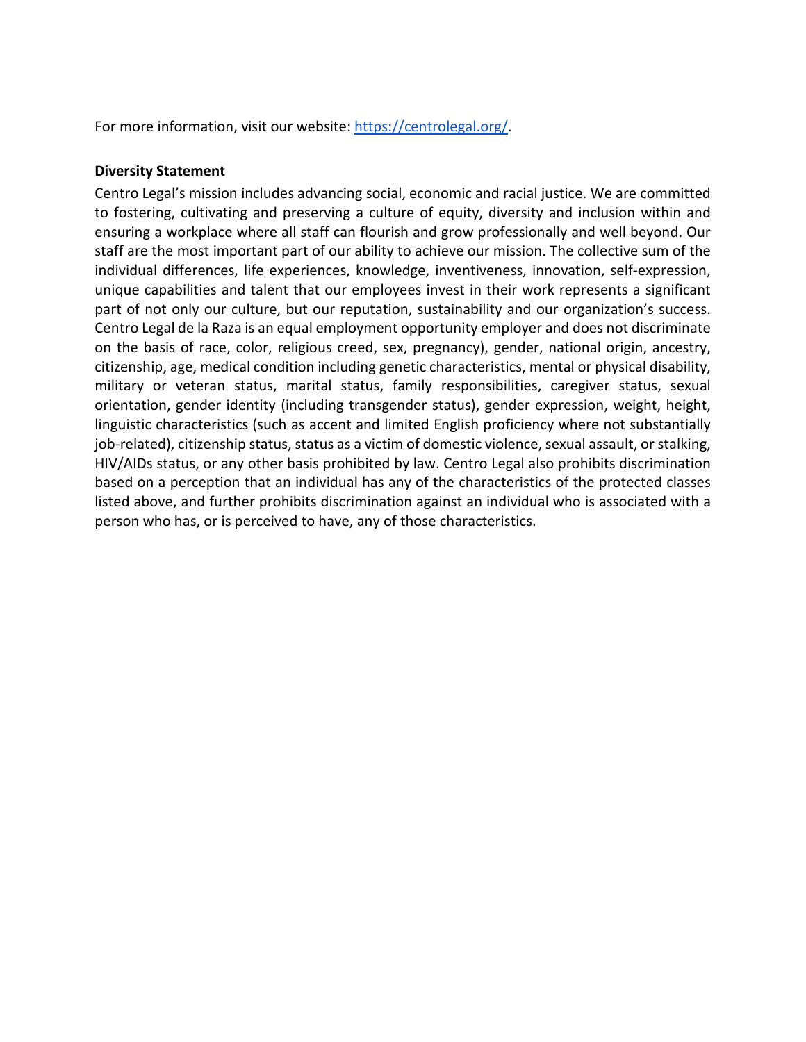For more information, visit our website: [https://centrolegal.org/](https://centrolegal.org/).

**Diversity Statement**

Centro Legal's mission includes advancing social, economic and racial justice. We are committed to fostering, cultivating and preserving a culture of equity, diversity and inclusion within and ensuring a workplace where all staff can flourish and grow professionally and well beyond. Our staff are the most important part of our ability to achieve our mission. The collective sum of the individual differences, life experiences, knowledge, inventiveness, innovation, self-expression, unique capabilities and talent that our employees invest in their work represents a significant part of not only our culture, but our reputation, sustainability and our organization's success. Centro Legal de la Raza is an equal employment opportunity employer and does not discriminate on the basis of race, color, religious creed, sex, pregnancy), gender, national origin, ancestry, citizenship, age, medical condition including genetic characteristics, mental or physical disability, military or veteran status, marital status, family responsibilities, caregiver status, sexual orientation, gender identity (including transgender status), gender expression, weight, height, linguistic characteristics (such as accent and limited English proficiency where not substantially job-related), citizenship status, status as a victim of domestic violence, sexual assault, or stalking, HIV/AIDs status, or any other basis prohibited by law. Centro Legal also prohibits discrimination based on a perception that an individual has any of the characteristics of the protected classes listed above, and further prohibits discrimination against an individual who is associated with a person who has, or is perceived to have, any of those characteristics.